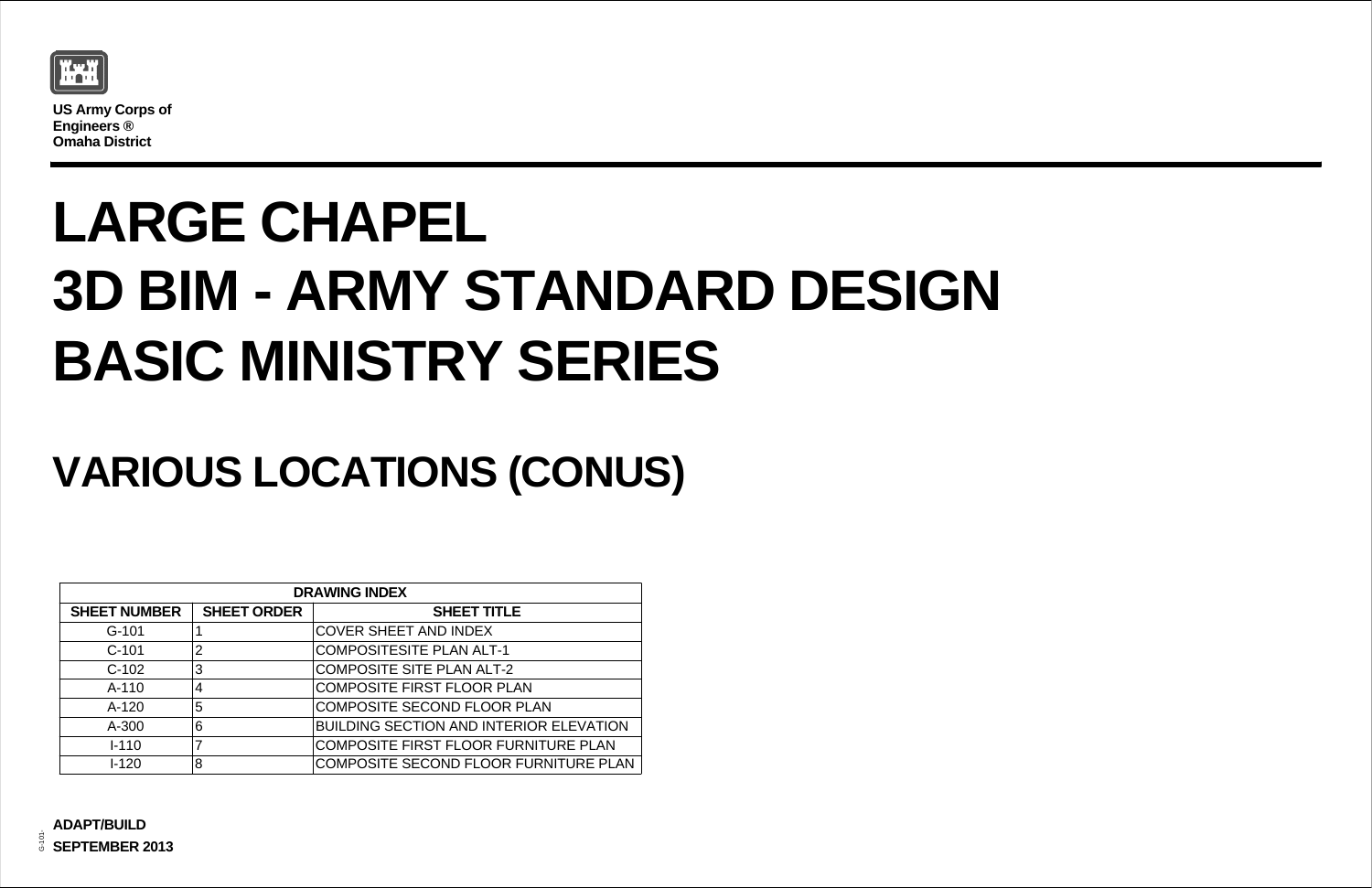**US Army Corps of Engineers ®**
**Omaha District**

# LARGE CHAPEL
# 3D BIM - ARMY STANDARD DESIGN
# BASIC MINISTRY SERIES

# VARIOUS LOCATIONS (CONUS)

| DRAWING INDEX | | |
|---|---|---|
| SHEET NUMBER | SHEET ORDER | SHEET TITLE |
| G-101 | 1 | COVER SHEET AND INDEX |
| C-101 | 2 | COMPOSITESITE PLAN ALT-1 |
| C-102 | 3 | COMPOSITE SITE PLAN ALT-2 |
| A-110 | 4 | COMPOSITE FIRST FLOOR PLAN |
| A-120 | 5 | COMPOSITE SECOND FLOOR PLAN |
| A-300 | 6 | BUILDING SECTION AND INTERIOR ELEVATION |
| I-110 | 7 | COMPOSITE FIRST FLOOR FURNITURE PLAN |
| I-120 | 8 | COMPOSITE SECOND FLOOR FURNITURE PLAN |

**ADAPT/BUILD**
**SEPTEMBER 2013**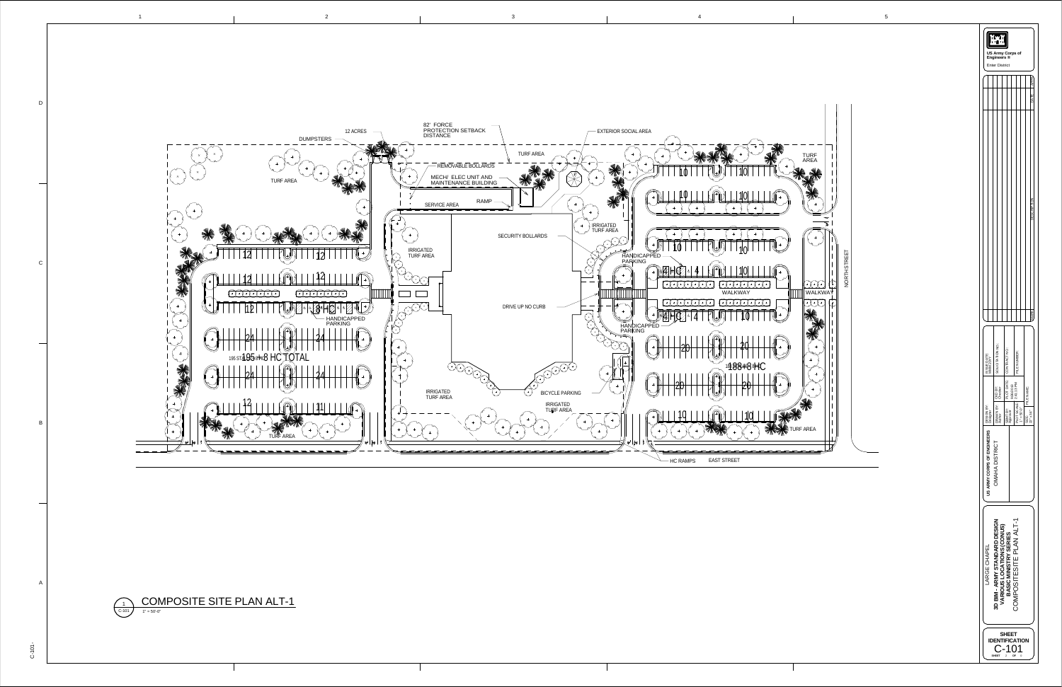# COMPOSITE SITE PLAN ALT-1

1 / C-101

1" = 50'-0"

DUMPSTERS

12 ACRES

82' FORCE PROTECTION SETBACK DISTANCE

EXTERIOR SOCIAL AREA

TURF AREA

REMOVABLE BOLLARDS

MECH/ ELEC UNIT AND MAINTENANCE BUILDING

RAMP

SERVICE AREA

SECURITY BOLLARDS

IRRIGATED TURF AREA

HANDICAPPED PARKING

DRIVE UP NO CURB

WALKWAY

NORTH STREET

195 STD + 8 HC TOTAL

188+8 HC

BICYCLE PARKING

HC RAMPS

EAST STREET

US Army Corps of Engineers ®

Enter District

US ARMY CORPS OF ENGINEERS

OMAHA DISTRICT

LARGE CHAPEL

3D BIM - ARMY STANDARD DESIGN VARIOUS LOCATIONS (CONUS) BASIC MINISTRY SERIES

COMPOSITE SITE PLAN ALT-1

SHEET IDENTIFICATION

C-101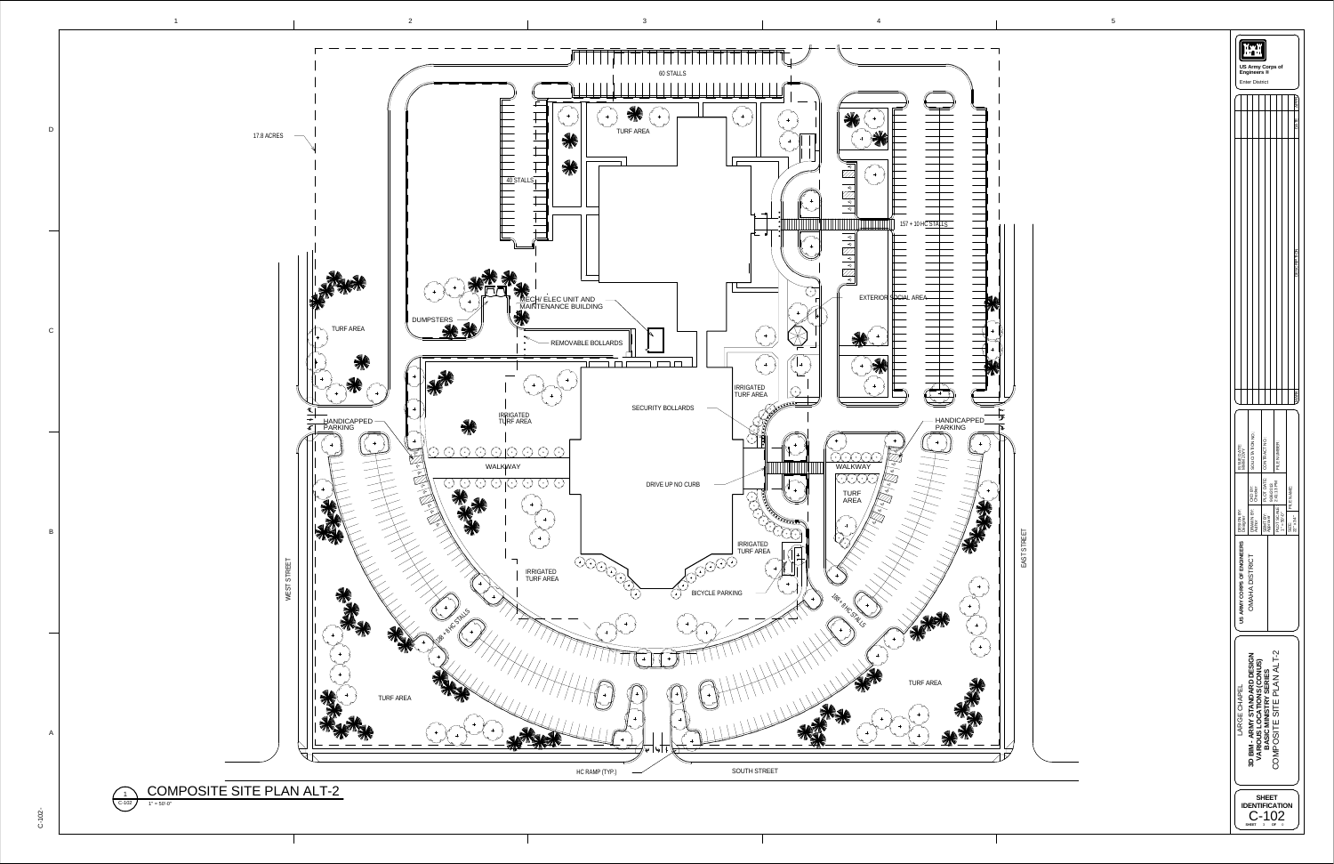17.8 ACRES

60 STALLS

40 STALLS

TURF AREA

157 + 10 HC STALLS

MECH / ELEC UNIT AND MAINTENANCE BUILDING

EXTERIOR SOCIAL AREA

DUMPSTERS

TURF AREA

REMOVABLE BOLLARDS

IRRIGATED TURF AREA

SECURITY BOLLARDS

IRRIGATED TURF AREA

HANDICAPPED PARKING

HANDICAPPED PARKING

WALKWAY

WALKWAY

DRIVE UP NO CURB

TURF AREA

IRRIGATED TURF AREA

IRRIGATED TURF AREA

WEST STREET

EAST STREET

BICYCLE PARKING

186 + 8 HC STALLS

186 + 8 HC STALLS

TURF AREA

TURF AREA

HC RAMP (TYP.)

SOUTH STREET

# 1 C-102 COMPOSITE SITE PLAN ALT-2

1" = 50'-0"

US Army Corps of Engineers ®

Enter District

US ARMY CORPS OF ENGINEERS

OMAHA DISTRICT

LARGE CHAPEL

**3D BIM - ARMY STANDARD DESIGN**

**VARIOUS LOCATIONS (CONUS)**

**BASIC MINISTRY SERIES**

COMPOSITE SITE PLAN ALT-2

**SHEET IDENTIFICATION**

C-102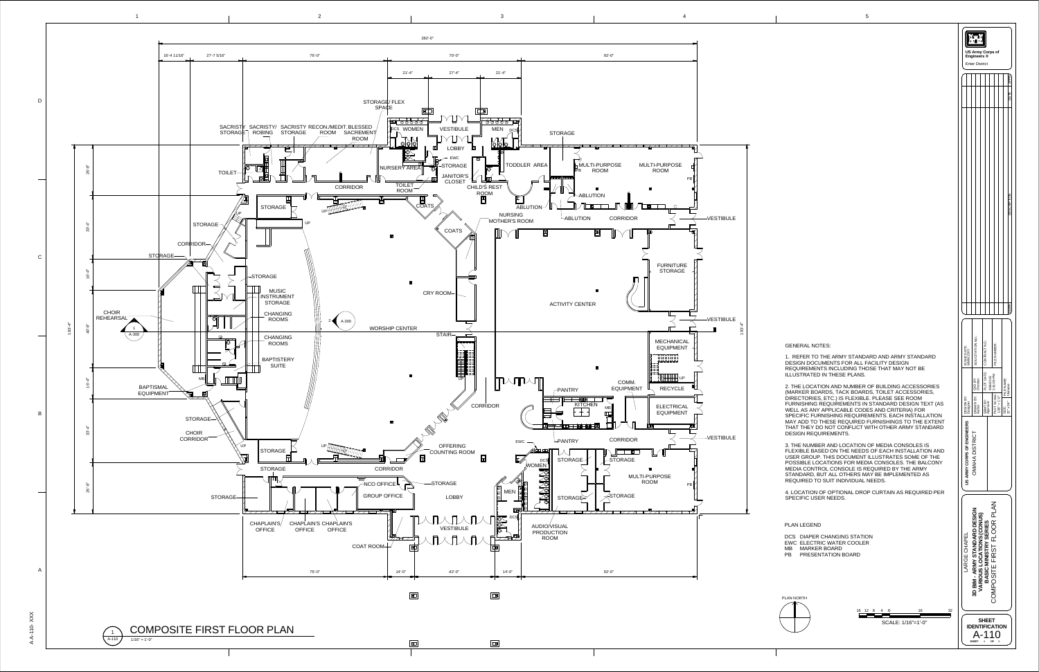# COMPOSITE FIRST FLOOR PLAN

1/16" = 1'-0"

GENERAL NOTES:

1. REFER TO THE ARMY STANDARD AND ARMY STANDARD DESIGN DOCUMENTS FOR ALL FACILITY DESIGN REQUIREMENTS INCLUDING THOSE THAT MAY NOT BE ILLUSTRATED IN THESE PLANS.

2. THE LOCATION AND NUMBER OF BUILDING ACCESSORIES (MARKER BOARDS, TACK BOARDS, TOILET ACCESSORIES, DIRECTORIES, ETC.) IS FLEXIBLE. PLEASE SEE ROOM FURNISHING REQUIREMENTS IN STANDARD DESIGN TEXT (AS WELL AS ANY APPLICABLE CODES AND CRITERIA) FOR SPECIFIC FURNISHING REQUIREMENTS. EACH INSTALLATION MAY ADD TO THESE REQUIRED FURNISHINGS TO THE EXTENT THAT THEY DO NOT CONFLICT WITH OTHER ARMY STANDARD DESIGN REQUIREMENTS.

3. THE NUMBER AND LOCATION OF MEDIA CONSOLES IS FLEXIBLE BASED ON THE NEEDS OF EACH INSTALLATION AND USER GROUP. THIS DOCUMENT ILLUSTRATES SOME OF THE POSSIBLE LOCATIONS FOR MEDIA CONSOLES. THE BALCONY MEDIA CONTROL CONSOLE IS REQUIRED BY THE ARMY STANDARD, BUT ALL OTHERS MAY BE IMPLEMENTED AS REQUIRED TO SUIT INDIVIDUAL NEEDS.

4. LOCATION OF OPTIONAL DROP CURTAIN AS REQUIRED PER SPECIFIC USER NEEDS.

PLAN LEGEND

- DCS DIAPER CHANGING STATION
- EWC ELECTRIC WATER COOLER
- MB MARKER BOARD
- PB PRESENTATION BOARD

PLAN NORTH

SCALE: 1/16"=1'-0"

US Army Corps of Engineers®
Enter District

US ARMY CORPS OF ENGINEERS
OMAHA DISTRICT

LARGE CHAPEL
3D BIM - ARMY STANDARD DESIGN
VARIOUS LOCATIONS (CONUS)
BASIC MINISTRY SERIES
COMPOSITE FIRST FLOOR PLAN

SHEET IDENTIFICATION
A-110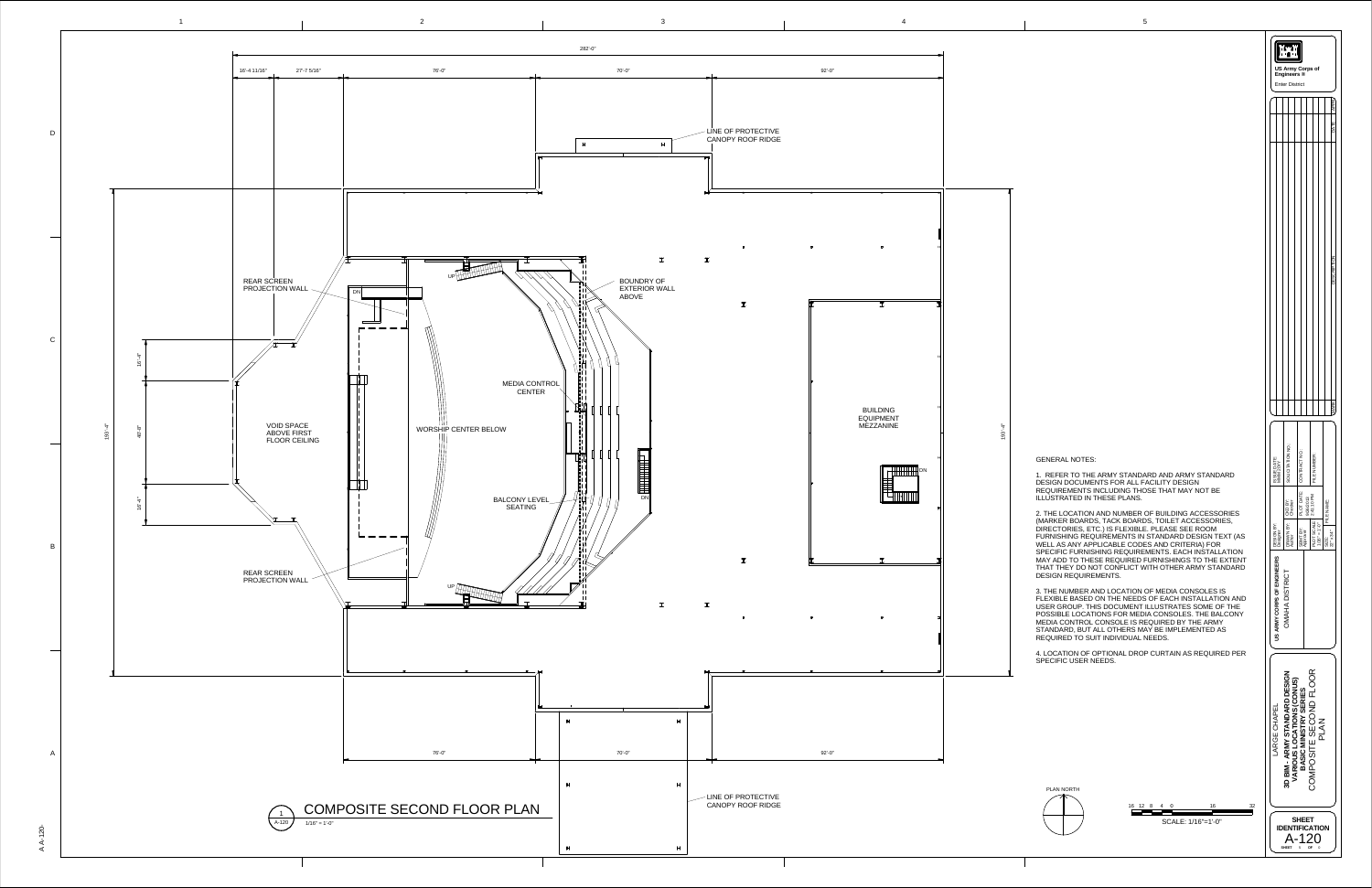# COMPOSITE SECOND FLOOR PLAN

1 / A-120 — 1/16" = 1'-0"

282'-0"

16'-4 11/16" | 27'-7 5/16" | 76'-0" | 70'-0" | 92'-0"

193'-4"

16'-4" | 40'-8" | 16'-4"

LINE OF PROTECTIVE CANOPY ROOF RIDGE

REAR SCREEN PROJECTION WALL

BOUNDRY OF EXTERIOR WALL ABOVE

MEDIA CONTROL CENTER

VOID SPACE ABOVE FIRST FLOOR CEILING

WORSHIP CENTER BELOW

BUILDING EQUIPMENT MEZZANINE

BALCONY LEVEL SEATING

UP / DN

PLAN NORTH

SCALE: 1/16"=1'-0"

GENERAL NOTES:

1. REFER TO THE ARMY STANDARD AND ARMY STANDARD DESIGN DOCUMENTS FOR ALL FACILITY DESIGN REQUIREMENTS INCLUDING THOSE THAT MAY NOT BE ILLUSTRATED IN THESE PLANS.

2. THE LOCATION AND NUMBER OF BUILDING ACCESSORIES (MARKER BOARDS, TACK BOARDS, TOILET ACCESSORIES, DIRECTORIES, ETC.) IS FLEXIBLE. PLEASE SEE ROOM FURNISHING REQUIREMENTS IN STANDARD DESIGN TEXT (AS WELL AS ANY APPLICABLE CODES AND CRITERIA) FOR SPECIFIC FURNISHING REQUIREMENTS. EACH INSTALLATION MAY ADD TO THESE REQUIRED FURNISHINGS TO THE EXTENT THAT THEY DO NOT CONFLICT WITH OTHER ARMY STANDARD DESIGN REQUIREMENTS.

3. THE NUMBER AND LOCATION OF MEDIA CONSOLES IS FLEXIBLE BASED ON THE NEEDS OF EACH INSTALLATION AND USER GROUP. THIS DOCUMENT ILLUSTRATES SOME OF THE POSSIBLE LOCATIONS FOR MEDIA CONSOLES. THE BALCONY MEDIA CONTROL CONSOLE IS REQUIRED BY THE ARMY STANDARD, BUT ALL OTHERS MAY BE IMPLEMENTED AS REQUIRED TO SUIT INDIVIDUAL NEEDS.

4. LOCATION OF OPTIONAL DROP CURTAIN AS REQUIRED PER SPECIFIC USER NEEDS.

US Army Corps of Engineers ®
Enter District

US ARMY CORPS OF ENGINEERS
OMAHA DISTRICT

LARGE CHAPEL
3D BIM - ARMY STANDARD DESIGN
VARIOUS LOCATIONS (CONUS)
BASIC MINISTRY SERIES
COMPOSITE SECOND FLOOR PLAN

SHEET IDENTIFICATION
A-120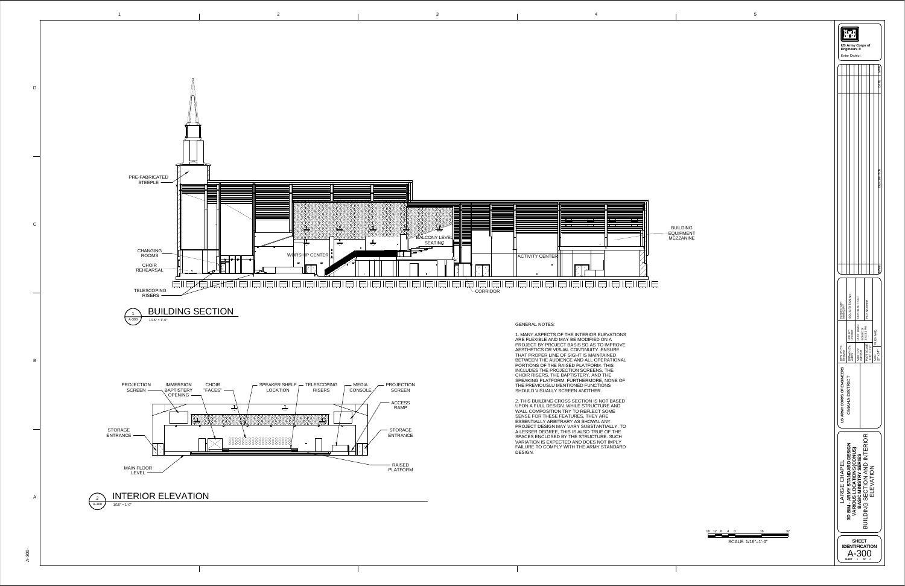PRE-FABRICATED STEEPLE

CHANGING ROOMS

CHOIR REHEARSAL

TELESCOPING RISERS

WORSHIP CENTER

BALCONY LEVEL SEATING

ACTIVITY CENTER

BUILDING EQUIPMENT MEZZANINE

CORRIDOR

## 1 BUILDING SECTION

A-300 1/16" = 1'-0"

PROJECTION SCREEN

IMMERSION BAPTISTERY OPENING

CHOIR "FACES"

SPEAKER SHELF LOCATION

TELESCOPING RISERS

MEDIA CONSOLE

PROJECTION SCREEN

ACCESS RAMP

STORAGE ENTRANCE

STORAGE ENTRANCE

MAIN FLOOR LEVEL

RAISED PLATFORM

## 2 INTERIOR ELEVATION

A-300 1/16" = 1'-0"

GENERAL NOTES:

1. MANY ASPECTS OF THE INTERIOR ELEVATIONS ARE FLEXIBLE AND MAY BE MODIFIED ON A PROJECT BY PROJECT BASIS SO AS TO IMPROVE AESTHETICS OR VISUAL CONTINUITY. ENSURE THAT PROPER LINE OF SIGHT IS MAINTAINED BETWEEN THE AUDIENCE AND ALL OPERATIONAL PORTIONS OF THE RAISED PLATFORM. THIS INCLUDES THE PROJECTION SCREENS, THE CHOIR RISERS, THE BAPTISTERY, AND THE SPEAKING PLATFORM. FURTHERMORE, NONE OF THE PREVIOUSLU MENTIONED FUNCTIONS SHOULD VISUALLY SCREEN ANOTHER.

2. THIS BUILDING CROSS SECTION IS NOT BASED UPON A FULL DESIGN. WHILE STRUCTURE AND WALL COMPOSITION TRY TO REFLECT SOME SENSE FOR THESE FEATURES, THEY ARE ESSENTIALLY ARBITRARY AS SHOWN. ANY PROJECT DESIGN MAY VARY SUBSTANTIALLY. TO A LESSER DEGREE, THIS IS ALSO TRUE OF THE SPACES ENCLOSED BY THE STRUCTURE. SUCH VARIATION IS EXPECTED AND DOES NOT IMPLY FAILURE TO COMPLY WITH THE ARMY STANDARD DESIGN.

16 12 8 4 0 16 32

SCALE: 1/16"=1'-0"

US Army Corps of Engineers®

Enter District

US ARMY CORPS OF ENGINEERS

OMAHA DISTRICT

LARGE CHAPEL

**3D BIM - ARMY STANDARD DESIGN**

**VARIOUS LOCATIONS (CONUS)**

**BASIC MINISTRY SERIES**

BUILDING SECTION AND INTERIOR ELEVATION

**SHEET IDENTIFICATION**

A-300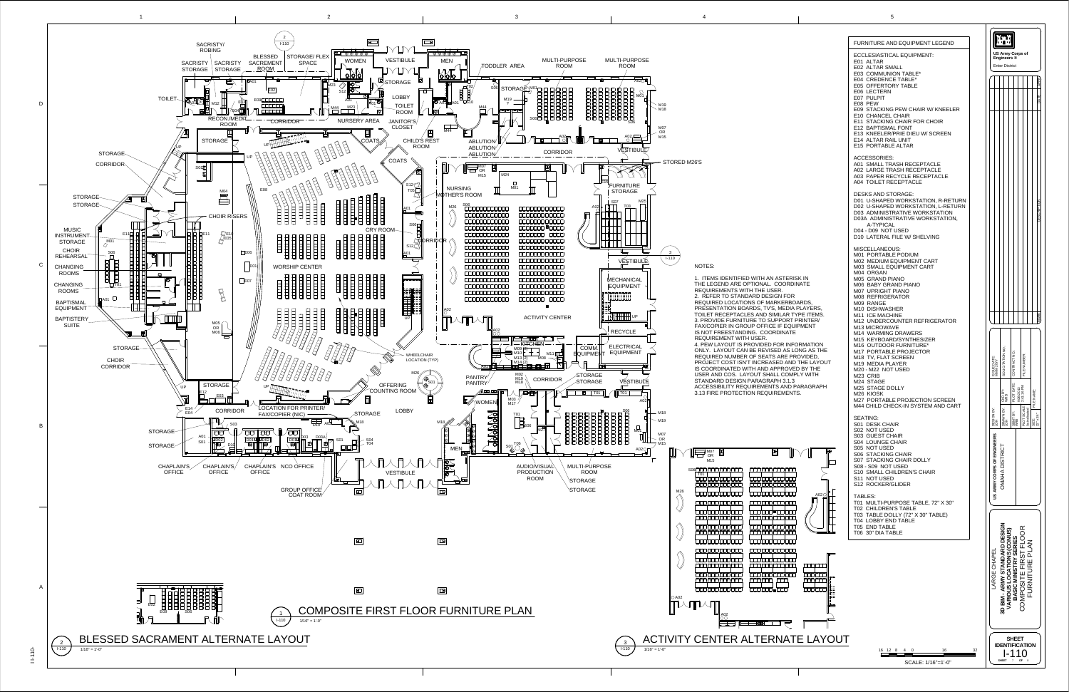# FURNITURE AND EQUIPMENT LEGEND

ECCLESIASTICAL EQUIPMENT:
- E01 ALTAR
- E02 ALTAR SMALL
- E03 COMMUNION TABLE*
- E04 CREDENCE TABLE*
- E05 OFFERTORY TABLE
- E06 LECTERN
- E07 PULPIT
- E08 PEW
- E09 STACKING PEW CHAIR W/ KNEELER
- E10 CHANCEL CHAIR
- E11 STACKING CHAIR FOR CHOIR
- E12 BAPTISMAL FONT
- E13 KNEELER/PRIE DIEU W/ SCREEN
- E14 ALTAR RAIL UNIT
- E15 PORTABLE ALTAR

ACCESSORIES:
- A01 SMALL TRASH RECEPTACLE
- A02 LARGE TRASH RECEPTACLE
- A03 PAPER RECYCLE RECEPTACLE
- A04 TOILET RECEPTACLE

DESKS AND STORAGE:
- D01 U-SHAPED WORKSTATION, R-RETURN
- D02 U-SHAPED WORKSTATION, L-RETURN
- D03 ADMINISTRATIVE WORKSTATION
- D03A ADMINISTRATIVE WORKSTATION, A-TYPICAL
- D04 - D09 NOT USED
- D10 LATERAL FILE W/ SHELVING

MISCELLANEOUS:
- M01 PORTABLE PODIUM
- M02 MEDIUM EQUIPMENT CART
- M03 SMALL EQUIPMENT CART
- M04 ORGAN
- M05 GRAND PIANO
- M06 BABY GRAND PIANO
- M07 UPRIGHT PIANO
- M08 REFRIGERATOR
- M09 RANGE
- M10 DISHWASHER
- M11 ICE MACHINE
- M12 UNDERCOUNTER REFRIGERATOR
- M13 MICROWAVE
- M14 WARMING DRAWERS
- M15 KEYBOARD/SYNTHESIZER
- M16 OUTDOOR FURNITURE*
- M17 PORTABLE PROJECTOR
- M18 TV, FLAT SCREEN
- M19 MEDIA PLAYER
- M20 - M22 NOT USED
- M23 CRIB
- M24 STAGE
- M25 STAGE DOLLY
- M26 KIOSK
- M27 PORTABLE PROJECTION SCREEN
- M44 CHILD CHECK-IN SYSTEM AND CART

SEATING:
- S01 DESK CHAIR
- S02 NOT USED
- S03 GUEST CHAIR
- S04 LOUNGE CHAIR
- S05 NOT USED
- S06 STACKING CHAIR
- S07 STACKING CHAIR DOLLY
- S08 - S09 NOT USED
- S10 SMALL CHILDREN'S CHAIR
- S11 NOT USED
- S12 ROCKER/GLIDER

TABLES:
- T01 MULTI-PURPOSE TABLE, 72" X 30"
- T02 CHILDREN'S TABLE
- T03 TABLE DOLLY (72" X 30" TABLE)
- T04 LOBBY END TABLE
- T05 END TABLE
- T06 30" DIA TABLE

# NOTES:

1. ITEMS IDENTIFIED WITH AN ASTERISK IN THE LEGEND ARE OPTIONAL. COORDINATE REQUIREMENTS WITH THE USER.
2. REFER TO STANDARD DESIGN FOR REQUIRED LOCATIONS OF MARKERBOARDS, PRESENTATION BOARDS, TV'S, MEDIA PLAYERS, TOILET RECEPTACLES AND SIMILAR TYPE ITEMS.
3. PROVIDE FURNITURE TO SUPPORT PRINTER/ FAX/COPIER IN GROUP OFFICE IF EQUIPMENT IS NOT FREESTANDING. COORDINATE REQUIREMENT WITH USER.
4. PEW LAYOUT IS PROVIDED FOR INFORMATION ONLY. LAYOUT CAN BE REVISED AS LONG AS THE REQUIRED NUMBER OF SEATS ARE PROVIDED, PROJECT COST ISN'T INCREASED AND THE LAYOUT IS COORDINATED WITH AND APPROVED BY THE USER AND COS. LAYOUT SHALL COMPLY WITH STANDARD DESIGN PARAGRAPH 3.1.3 ACCESSIBILITY REQUIREMENTS AND PARAGRAPH 3.13 FIRE PROTECTION REQUIREMENTS.

1 — COMPOSITE FIRST FLOOR FURNITURE PLAN (I-110) — 1/16" = 1'-0"

2 — BLESSED SACRAMENT ALTERNATE LAYOUT (I-110) — 1/16" = 1'-0"

3 — ACTIVITY CENTER ALTERNATE LAYOUT (I-110) — 1/16" = 1'-0"

SCALE: 1/16"=1'-0"

US Army Corps of Engineers® — Enter District

US ARMY CORPS OF ENGINEERS — OMAHA DISTRICT

LARGE CHAPEL
3D BIM - ARMY STANDARD DESIGN
VARIOUS LOCATIONS (CONUS)
BASIC MINISTRY SERIES
COMPOSITE FIRST FLOOR FURNITURE PLAN

SHEET IDENTIFICATION
I-110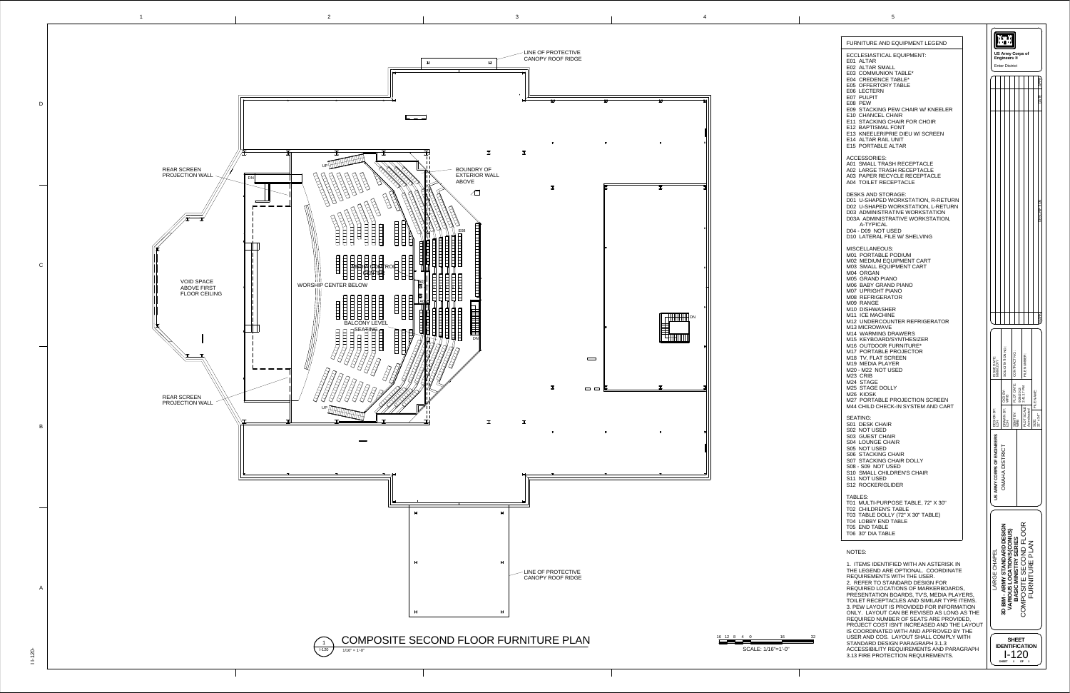# COMPOSITE SECOND FLOOR FURNITURE PLAN

1/16" = 1'-0"

LINE OF PROTECTIVE CANOPY ROOF RIDGE

REAR SCREEN PROJECTION WALL

BOUNDRY OF EXTERIOR WALL ABOVE

VOID SPACE ABOVE FIRST FLOOR CEILING

WORSHIP CENTER BELOW

BALCONY LEVEL SEATING

SCALE: 1/16"=1'-0"

## FURNITURE AND EQUIPMENT LEGEND

ECCLESIASTICAL EQUIPMENT:
- E01 ALTAR
- E02 ALTAR SMALL
- E03 COMMUNION TABLE*
- E04 CREDENCE TABLE*
- E05 OFFERTORY TABLE
- E06 LECTERN
- E07 PULPIT
- E08 PEW
- E09 STACKING PEW CHAIR W/ KNEELER
- E10 CHANCEL CHAIR
- E11 STACKING CHAIR FOR CHOIR
- E12 BAPTISMAL FONT
- E13 KNEELER/PRIE DIEU W/ SCREEN
- E14 ALTAR RAIL UNIT
- E15 PORTABLE ALTAR

ACCESSORIES:
- A01 SMALL TRASH RECEPTACLE
- A02 LARGE TRASH RECEPTACLE
- A03 PAPER RECYCLE RECEPTACLE
- A04 TOILET RECEPTACLE

DESKS AND STORAGE:
- D01 U-SHAPED WORKSTATION, R-RETURN
- D02 U-SHAPED WORKSTATION, L-RETURN
- D03 ADMINISTRATIVE WORKSTATION
- D03A ADMINISTRATIVE WORKSTATION, A-TYPICAL
- D04 - D09 NOT USED
- D10 LATERAL FILE W/ SHELVING

MISCELLANEOUS:
- M01 PORTABLE PODIUM
- M02 MEDIUM EQUIPMENT CART
- M03 SMALL EQUIPMENT CART
- M04 ORGAN
- M05 GRAND PIANO
- M06 BABY GRAND PIANO
- M07 UPRIGHT PIANO
- M08 REFRIGERATOR
- M09 RANGE
- M10 DISHWASHER
- M11 ICE MACHINE
- M12 UNDERCOUNTER REFRIGERATOR
- M13 MICROWAVE
- M14 WARMING DRAWERS
- M15 KEYBOARD/SYNTHESIZER
- M16 OUTDOOR FURNITURE*
- M17 PORTABLE PROJECTOR
- M18 TV, FLAT SCREEN
- M19 MEDIA PLAYER
- M20 - M22 NOT USED
- M23 CRIB
- M24 STAGE
- M25 STAGE DOLLY
- M26 KIOSK
- M27 PORTABLE PROJECTION SCREEN
- M44 CHILD CHECK-IN SYSTEM AND CART

SEATING:
- S01 DESK CHAIR
- S02 NOT USED
- S03 GUEST CHAIR
- S04 LOUNGE CHAIR
- S05 NOT USED
- S06 STACKING CHAIR
- S07 STACKING CHAIR DOLLY
- S08 - S09 NOT USED
- S10 SMALL CHILDREN'S CHAIR
- S11 NOT USED
- S12 ROCKER/GLIDER

TABLES:
- T01 MULTI-PURPOSE TABLE, 72" X 30"
- T02 CHILDREN'S TABLE
- T03 TABLE DOLLY (72" X 30" TABLE)
- T04 LOBBY END TABLE
- T05 END TABLE
- T06 30" DIA TABLE

NOTES:

1. ITEMS IDENTIFIED WITH AN ASTERISK IN THE LEGEND ARE OPTIONAL. COORDINATE REQUIREMENTS WITH THE USER.
2. REFER TO STANDARD DESIGN FOR REQUIRED LOCATIONS OF MARKERBOARDS, PRESENTATION BOARDS, TV'S, MEDIA PLAYERS, TOILET RECEPTACLES AND SIMILAR TYPE ITEMS.
3. PEW LAYOUT IS PROVIDED FOR INFORMATION ONLY. LAYOUT CAN BE REVISED AS LONG AS THE REQUIRED NUMBER OF SEATS ARE PROVIDED, PROJECT COST ISN'T INCREASED AND THE LAYOUT IS COORDINATED WITH AND APPROVED BY THE USER AND COS. LAYOUT SHALL COMPLY WITH STANDARD DESIGN PARAGRAPH 3.1.3 ACCESSIBILITY REQUIREMENTS AND PARAGRAPH 3.13 FIRE PROTECTION REQUIREMENTS.

US Army Corps of Engineers
Enter District

US ARMY CORPS OF ENGINEERS
OMAHA DISTRICT

LARGE CHAPEL
3D BIM - ARMY STANDARD DESIGN
VARIOUS LOCATIONS (CONUS)
BASIC MINISTRY SERIES
COMPOSITE SECOND FLOOR FURNITURE PLAN

SHEET IDENTIFICATION
I-120